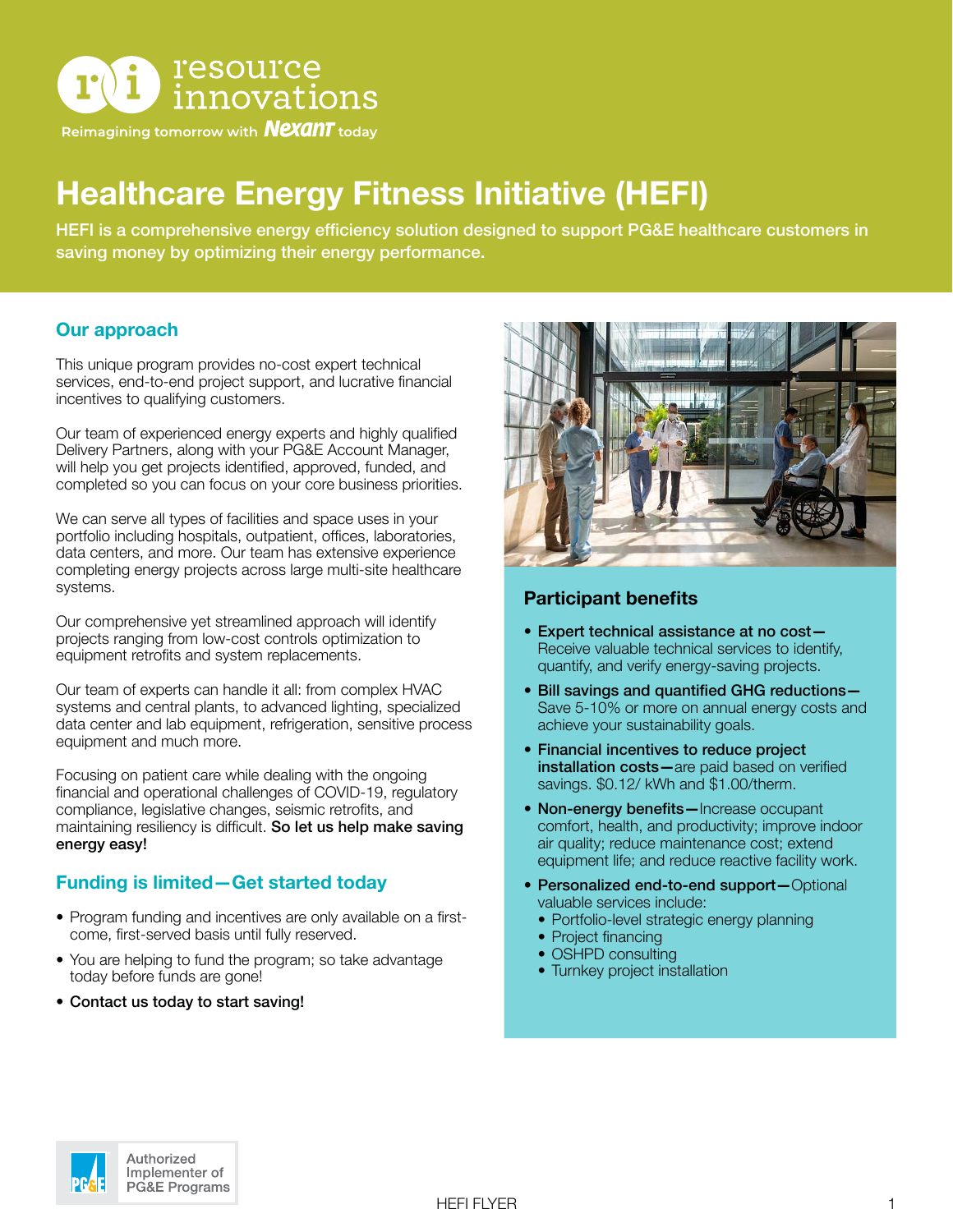resource innovations

Reimagining tomorrow with Nexant today

# Healthcare Energy Fitness Initiative (HEFI)

HEFI is a comprehensive energy efficiency solution designed to support PG&E healthcare customers in saving money by optimizing their energy performance.

## Our approach

This unique program provides no-cost expert technical services, end-to-end project support, and lucrative financial incentives to qualifying customers.

Our team of experienced energy experts and highly qualified Delivery Partners, along with your PG&E Account Manager, will help you get projects identified, approved, funded, and completed so you can focus on your core business priorities.

We can serve all types of facilities and space uses in your portfolio including hospitals, outpatient, offices, laboratories, data centers, and more. Our team has extensive experience completing energy projects across large multi-site healthcare systems.

Our comprehensive yet streamlined approach will identify projects ranging from low-cost controls optimization to equipment retrofits and system replacements.

Our team of experts can handle it all: from complex HVAC systems and central plants, to advanced lighting, specialized data center and lab equipment, refrigeration, sensitive process equipment and much more.

Focusing on patient care while dealing with the ongoing financial and operational challenges of COVID-19, regulatory compliance, legislative changes, seismic retrofits, and maintaining resiliency is difficult. **So let us help make saving energy easy!**

## Funding is limited—Get started today

- Program funding and incentives are only available on a first-come, first-served basis until fully reserved.
- You are helping to fund the program; so take advantage today before funds are gone!
- **Contact us today to start saving!**

## Participant benefits

- **Expert technical assistance at no cost—** Receive valuable technical services to identify, quantify, and verify energy-saving projects.
- **Bill savings and quantified GHG reductions—** Save 5-10% or more on annual energy costs and achieve your sustainability goals.
- **Financial incentives to reduce project installation costs—**are paid based on verified savings. $0.12/ kWh and $1.00/therm.
- **Non-energy benefits—**Increase occupant comfort, health, and productivity; improve indoor air quality; reduce maintenance cost; extend equipment life; and reduce reactive facility work.
- **Personalized end-to-end support—**Optional valuable services include:
  - Portfolio-level strategic energy planning
  - Project financing
  - OSHPD consulting
  - Turnkey project installation

Authorized Implementer of PG&E Programs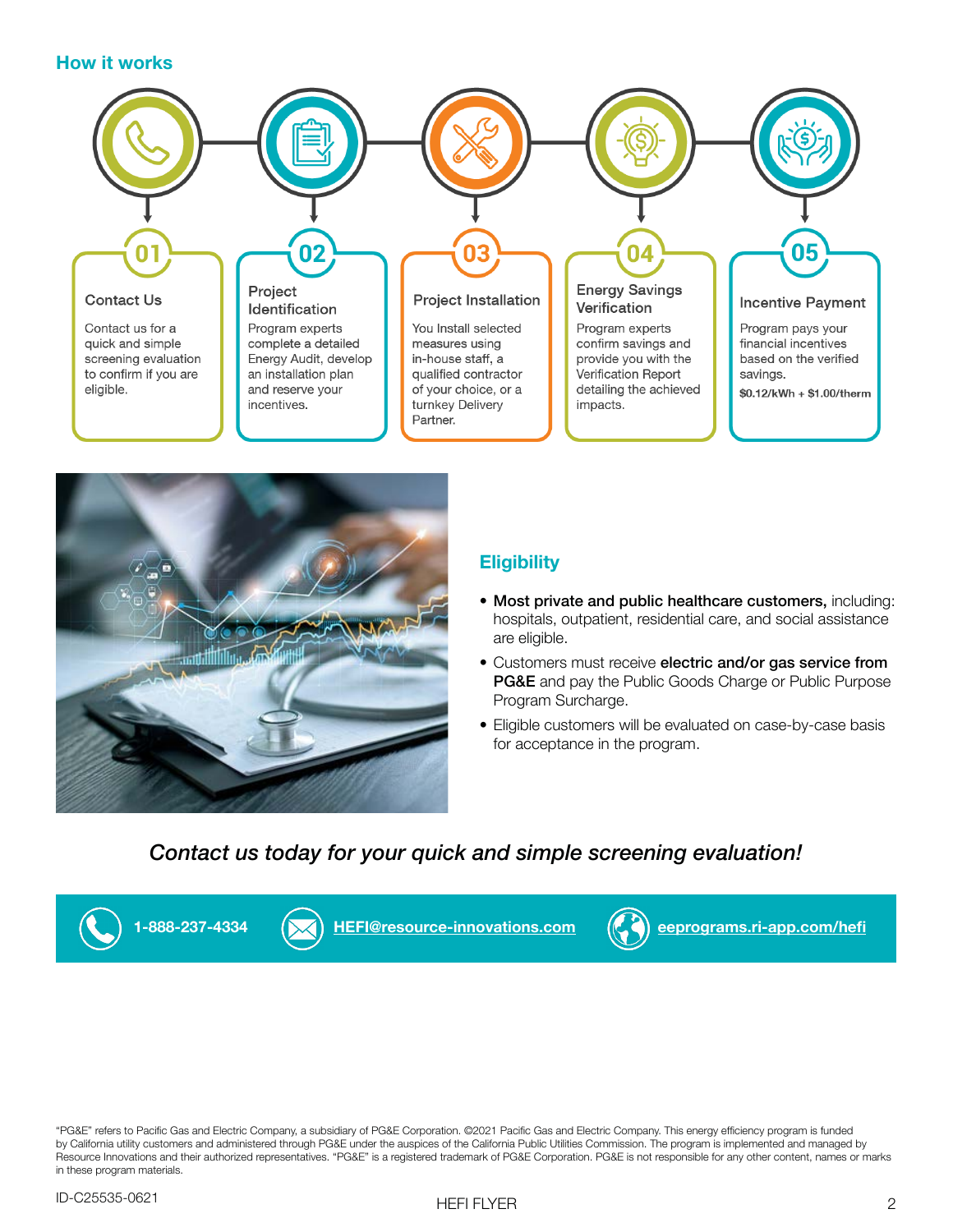## How it works

**01 — Contact Us**

Contact us for a quick and simple screening evaluation to confirm if you are eligible.

**02 — Project Identification**

Program experts complete a detailed Energy Audit, develop an installation plan and reserve your incentives.

**03 — Project Installation**

You Install selected measures using in-house staff, a qualified contractor of your choice, or a turnkey Delivery Partner.

**04 — Energy Savings Verification**

Program experts confirm savings and provide you with the Verification Report detailing the achieved impacts.

**05 — Incentive Payment**

Program pays your financial incentives based on the verified savings.

$0.12/kWh + $1.00/therm

## Eligibility

- **Most private and public healthcare customers,** including: hospitals, outpatient, residential care, and social assistance are eligible.
- Customers must receive **electric and/or gas service from PG&E** and pay the Public Goods Charge or Public Purpose Program Surcharge.
- Eligible customers will be evaluated on case-by-case basis for acceptance in the program.

*Contact us today for your quick and simple screening evaluation!*

**1-888-237-4334** | **HEFI@resource-innovations.com** | **eeprograms.ri-app.com/hefi**

"PG&E" refers to Pacific Gas and Electric Company, a subsidiary of PG&E Corporation. ©2021 Pacific Gas and Electric Company. This energy efficiency program is funded by California utility customers and administered through PG&E under the auspices of the California Public Utilities Commission. The program is implemented and managed by Resource Innovations and their authorized representatives. "PG&E" is a registered trademark of PG&E Corporation. PG&E is not responsible for any other content, names or marks in these program materials.

ID-C25535-0621